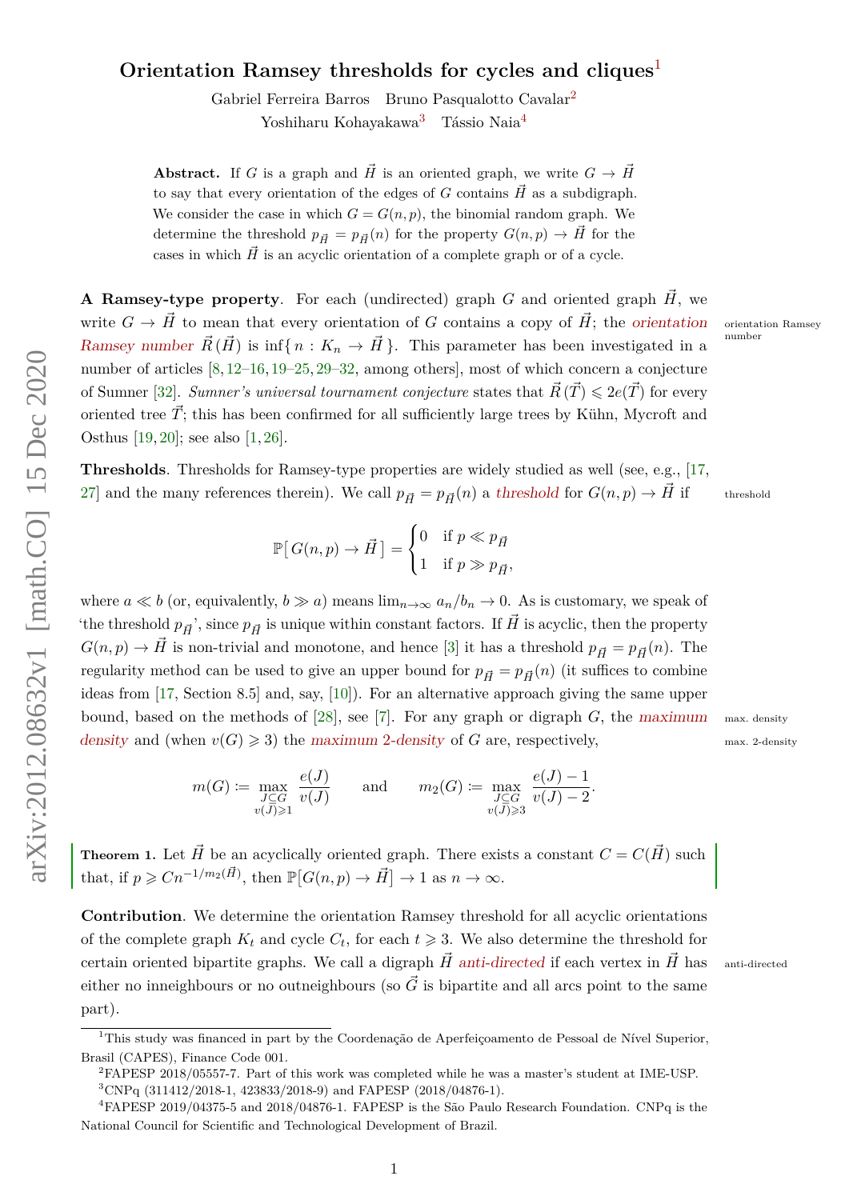# Orientation Ramsey thresholds for cycles and cliques[1]

Gabriel Ferreira Barros  Bruno Pasqualotto Cavalar[2]

Yoshiharu Kohayakawa[3]  Tássio Naia[4]

**Abstract.** If $G$ is a graph and $\vec{H}$ is an oriented graph, we write $G \to \vec{H}$ to say that every orientation of the edges of $G$ contains $\vec{H}$ as a subdigraph. We consider the case in which $G = G(n,p)$, the binomial random graph. We determine the threshold $p_{\vec{H}} = p_{\vec{H}}(n)$ for the property $G(n,p) \to \vec{H}$ for the cases in which $\vec{H}$ is an acyclic orientation of a complete graph or of a cycle.

**A Ramsey-type property**. For each (undirected) graph $G$ and oriented graph $\vec{H}$, we write $G \to \vec{H}$ to mean that every orientation of $G$ contains a copy of $\vec{H}$; the *orientation Ramsey number* $\vec{R}(\vec{H})$ is $\inf\{\, n : K_n \to \vec{H}\,\}$. This parameter has been investigated in a number of articles [8, 12–16, 19–25, 29–32, among others], most of which concern a conjecture of Sumner [32]. *Sumner's universal tournament conjecture* states that $\vec{R}(\vec{T}) \leqslant 2e(\vec{T})$ for every oriented tree $\vec{T}$; this has been confirmed for all sufficiently large trees by Kühn, Mycroft and Osthus [19, 20]; see also [1, 26].

**Thresholds**. Thresholds for Ramsey-type properties are widely studied as well (see, e.g., [17, 27] and the many references therein). We call $p_{\vec{H}} = p_{\vec{H}}(n)$ a *threshold* for $G(n,p) \to \vec{H}$ if

$$\mathbb{P}[\, G(n,p) \to \vec{H}\,] = \begin{cases} 0 & \text{if } p \ll p_{\vec{H}} \\ 1 & \text{if } p \gg p_{\vec{H}}, \end{cases}$$

where $a \ll b$ (or, equivalently, $b \gg a$) means $\lim_{n\to\infty} a_n/b_n \to 0$. As is customary, we speak of 'the threshold $p_{\vec{H}}$', since $p_{\vec{H}}$ is unique within constant factors. If $\vec{H}$ is acyclic, then the property $G(n,p) \to \vec{H}$ is non-trivial and monotone, and hence [3] it has a threshold $p_{\vec{H}} = p_{\vec{H}}(n)$. The regularity method can be used to give an upper bound for $p_{\vec{H}} = p_{\vec{H}}(n)$ (it suffices to combine ideas from [17, Section 8.5] and, say, [10]). For an alternative approach giving the same upper bound, based on the methods of [28], see [7]. For any graph or digraph $G$, the *maximum density* and (when $v(G) \geqslant 3$) the *maximum 2-density* of $G$ are, respectively,

$$m(G) \coloneqq \max_{\substack{J\subseteq G\\ v(J)\geqslant 1}} \frac{e(J)}{v(J)} \qquad \text{and} \qquad m_2(G) \coloneqq \max_{\substack{J\subseteq G\\ v(J)\geqslant 3}} \frac{e(J)-1}{v(J)-2}.$$

**Theorem 1.** Let $\vec{H}$ be an acyclically oriented graph. There exists a constant $C = C(\vec{H})$ such that, if $p \geqslant Cn^{-1/m_2(\vec{H})}$, then $\mathbb{P}[G(n,p) \to \vec{H}] \to 1$ as $n \to \infty$.

**Contribution**. We determine the orientation Ramsey threshold for all acyclic orientations of the complete graph $K_t$ and cycle $C_t$, for each $t \geqslant 3$. We also determine the threshold for certain oriented bipartite graphs. We call a digraph $\vec{H}$ *anti-directed* if each vertex in $\vec{H}$ has either no inneighbours or no outneighbours (so $\vec{G}$ is bipartite and all arcs point to the same part).

---

[1] This study was financed in part by the Coordenação de Aperfeiçoamento de Pessoal de Nível Superior, Brasil (CAPES), Finance Code 001.

[2] FAPESP 2018/05557-7. Part of this work was completed while he was a master's student at IME-USP.

[3] CNPq (311412/2018-1, 423833/2018-9) and FAPESP (2018/04876-1).

[4] FAPESP 2019/04375-5 and 2018/04876-1. FAPESP is the São Paulo Research Foundation. CNPq is the National Council for Scientific and Technological Development of Brazil.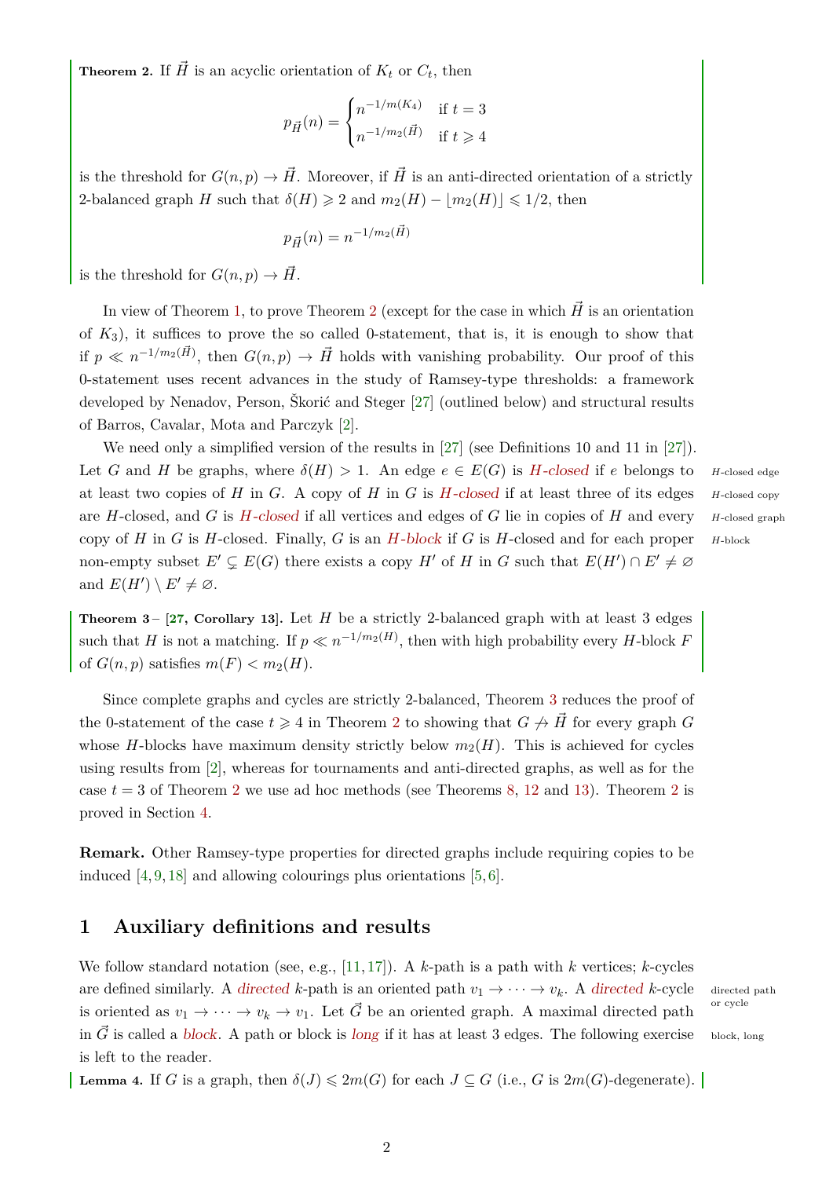**Theorem 2.** If $\vec{H}$ is an acyclic orientation of $K_t$ or $C_t$, then

$$p_{\vec{H}}(n) = \begin{cases} n^{-1/m(K_4)} & \text{if } t = 3 \\ n^{-1/m_2(\vec{H})} & \text{if } t \geqslant 4 \end{cases}$$

is the threshold for $G(n,p) \to \vec{H}$. Moreover, if $\vec{H}$ is an anti-directed orientation of a strictly 2-balanced graph $H$ such that $\delta(H) \geqslant 2$ and $m_2(H) - \lfloor m_2(H) \rfloor \leqslant 1/2$, then

$$p_{\vec{H}}(n) = n^{-1/m_2(\vec{H})}$$

is the threshold for $G(n,p) \to \vec{H}$.

In view of Theorem 1, to prove Theorem 2 (except for the case in which $\vec{H}$ is an orientation of $K_3$), it suffices to prove the so called 0-statement, that is, it is enough to show that if $p \ll n^{-1/m_2(\vec{H})}$, then $G(n,p) \to \vec{H}$ holds with vanishing probability. Our proof of this 0-statement uses recent advances in the study of Ramsey-type thresholds: a framework developed by Nenadov, Person, Škorić and Steger [27] (outlined below) and structural results of Barros, Cavalar, Mota and Parczyk [2].

We need only a simplified version of the results in [27] (see Definitions 10 and 11 in [27]). Let $G$ and $H$ be graphs, where $\delta(H) > 1$. An edge $e \in E(G)$ is *$H$-closed* if $e$ belongs to at least two copies of $H$ in $G$. A copy of $H$ in $G$ is *$H$-closed* if at least three of its edges are $H$-closed, and $G$ is *$H$-closed* if all vertices and edges of $G$ lie in copies of $H$ and every copy of $H$ in $G$ is $H$-closed. Finally, $G$ is an *$H$-block* if $G$ is $H$-closed and for each proper non-empty subset $E' \subsetneq E(G)$ there exists a copy $H'$ of $H$ in $G$ such that $E(H') \cap E' \neq \varnothing$ and $E(H') \setminus E' \neq \varnothing$.

**Theorem 3 – [27, Corollary 13].** Let $H$ be a strictly 2-balanced graph with at least 3 edges such that $H$ is not a matching. If $p \ll n^{-1/m_2(H)}$, then with high probability every $H$-block $F$ of $G(n,p)$ satisfies $m(F) < m_2(H)$.

Since complete graphs and cycles are strictly 2-balanced, Theorem 3 reduces the proof of the 0-statement of the case $t \geqslant 4$ in Theorem 2 to showing that $G \not\to \vec{H}$ for every graph $G$ whose $H$-blocks have maximum density strictly below $m_2(H)$. This is achieved for cycles using results from [2], whereas for tournaments and anti-directed graphs, as well as for the case $t = 3$ of Theorem 2 we use ad hoc methods (see Theorems 8, 12 and 13). Theorem 2 is proved in Section 4.

**Remark.** Other Ramsey-type properties for directed graphs include requiring copies to be induced [4,9,18] and allowing colourings plus orientations [5,6].

## 1 Auxiliary definitions and results

We follow standard notation (see, e.g., [11,17]). A $k$-path is a path with $k$ vertices; $k$-cycles are defined similarly. A *directed* $k$-path is an oriented path $v_1 \to \cdots \to v_k$. A *directed* $k$-cycle is oriented as $v_1 \to \cdots \to v_k \to v_1$. Let $\vec{G}$ be an oriented graph. A maximal directed path in $\vec{G}$ is called a *block*. A path or block is *long* if it has at least 3 edges. The following exercise is left to the reader.

**Lemma 4.** If $G$ is a graph, then $\delta(J) \leqslant 2m(G)$ for each $J \subseteq G$ (i.e., $G$ is $2m(G)$-degenerate).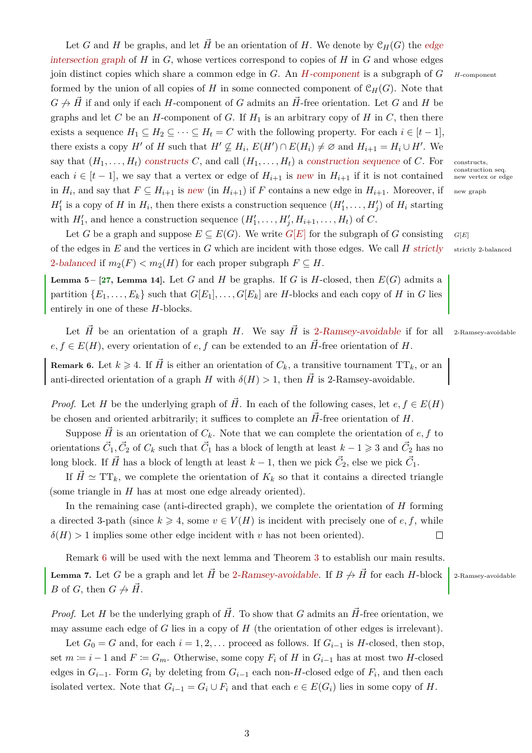Let $G$ and $H$ be graphs, and let $\vec{H}$ be an orientation of $H$. We denote by $\mathcal{C}_H(G)$ the *edge intersection graph* of $H$ in $G$, whose vertices correspond to copies of $H$ in $G$ and whose edges join distinct copies which share a common edge in $G$. An ***H*-component** is a subgraph of $G$ formed by the union of all copies of $H$ in some connected component of $\mathcal{C}_H(G)$. Note that $G \not\to \vec{H}$ if and only if each $H$-component of $G$ admits an $\vec{H}$-free orientation. Let $G$ and $H$ be graphs and let $C$ be an $H$-component of $G$. If $H_1$ is an arbitrary copy of $H$ in $C$, then there exists a sequence $H_1 \subseteq H_2 \subseteq \cdots \subseteq H_t = C$ with the following property. For each $i \in [t-1]$, there exists a copy $H'$ of $H$ such that $H' \not\subseteq H_i$, $E(H') \cap E(H_i) \neq \varnothing$ and $H_{i+1} = H_i \cup H'$. We say that $(H_1, \ldots, H_t)$ *constructs* $C$, and call $(H_1, \ldots, H_t)$ a *construction sequence* of $C$. For each $i \in [t-1]$, we say that a vertex or edge of $H_{i+1}$ is *new* in $H_{i+1}$ if it is not contained in $H_i$, and say that $F \subseteq H_{i+1}$ is *new* (in $H_{i+1}$) if $F$ contains a new edge in $H_{i+1}$. Moreover, if $H'_1$ is a copy of $H$ in $H_i$, then there exists a construction sequence $(H'_1, \ldots, H'_j)$ of $H_i$ starting with $H'_1$, and hence a construction sequence $(H'_1, \ldots, H'_j, H_{i+1}, \ldots, H_t)$ of $C$.

Let $G$ be a graph and suppose $E \subseteq E(G)$. We write $G[E]$ for the subgraph of $G$ consisting of the edges in $E$ and the vertices in $G$ which are incident with those edges. We call $H$ *strictly 2-balanced* if $m_2(F) < m_2(H)$ for each proper subgraph $F \subseteq H$.

**Lemma 5** – [27, Lemma 14]. Let $G$ and $H$ be graphs. If $G$ is $H$-closed, then $E(G)$ admits a partition $\{E_1, \ldots, E_k\}$ such that $G[E_1], \ldots, G[E_k]$ are $H$-blocks and each copy of $H$ in $G$ lies entirely in one of these $H$-blocks.

Let $\vec{H}$ be an orientation of a graph $H$. We say $\vec{H}$ is *2-Ramsey-avoidable* if for all $e, f \in E(H)$, every orientation of $e, f$ can be extended to an $\vec{H}$-free orientation of $H$.

**Remark 6.** Let $k \geqslant 4$. If $\vec{H}$ is either an orientation of $C_k$, a transitive tournament $\mathrm{TT}_k$, or an anti-directed orientation of a graph $H$ with $\delta(H) > 1$, then $\vec{H}$ is 2-Ramsey-avoidable.

*Proof.* Let $H$ be the underlying graph of $\vec{H}$. In each of the following cases, let $e, f \in E(H)$ be chosen and oriented arbitrarily; it suffices to complete an $\vec{H}$-free orientation of $H$.

Suppose $\vec{H}$ is an orientation of $C_k$. Note that we can complete the orientation of $e, f$ to orientations $\vec{C}_1, \vec{C}_2$ of $C_k$ such that $\vec{C}_1$ has a block of length at least $k-1 \geqslant 3$ and $\vec{C}_2$ has no long block. If $\vec{H}$ has a block of length at least $k-1$, then we pick $\vec{C}_2$, else we pick $\vec{C}_1$.

If $\vec{H} \simeq \mathrm{TT}_k$, we complete the orientation of $K_k$ so that it contains a directed triangle (some triangle in $H$ has at most one edge already oriented).

In the remaining case (anti-directed graph), we complete the orientation of $H$ forming a directed 3-path (since $k \geqslant 4$, some $v \in V(H)$ is incident with precisely one of $e, f$, while $\delta(H) > 1$ implies some other edge incident with $v$ has not been oriented). $\square$

Remark 6 will be used with the next lemma and Theorem 3 to establish our main results.

**Lemma 7.** Let $G$ be a graph and let $\vec{H}$ be 2-Ramsey-avoidable. If $B \not\to \vec{H}$ for each $H$-block $B$ of $G$, then $G \not\to \vec{H}$.

*Proof.* Let $H$ be the underlying graph of $\vec{H}$. To show that $G$ admits an $\vec{H}$-free orientation, we may assume each edge of $G$ lies in a copy of $H$ (the orientation of other edges is irrelevant).

Let $G_0 = G$ and, for each $i = 1, 2, \ldots$ proceed as follows. If $G_{i-1}$ is $H$-closed, then stop, set $m := i-1$ and $F := G_m$. Otherwise, some copy $F_i$ of $H$ in $G_{i-1}$ has at most two $H$-closed edges in $G_{i-1}$. Form $G_i$ by deleting from $G_{i-1}$ each non-$H$-closed edge of $F_i$, and then each isolated vertex. Note that $G_{i-1} = G_i \cup F_i$ and that each $e \in E(G_i)$ lies in some copy of $H$.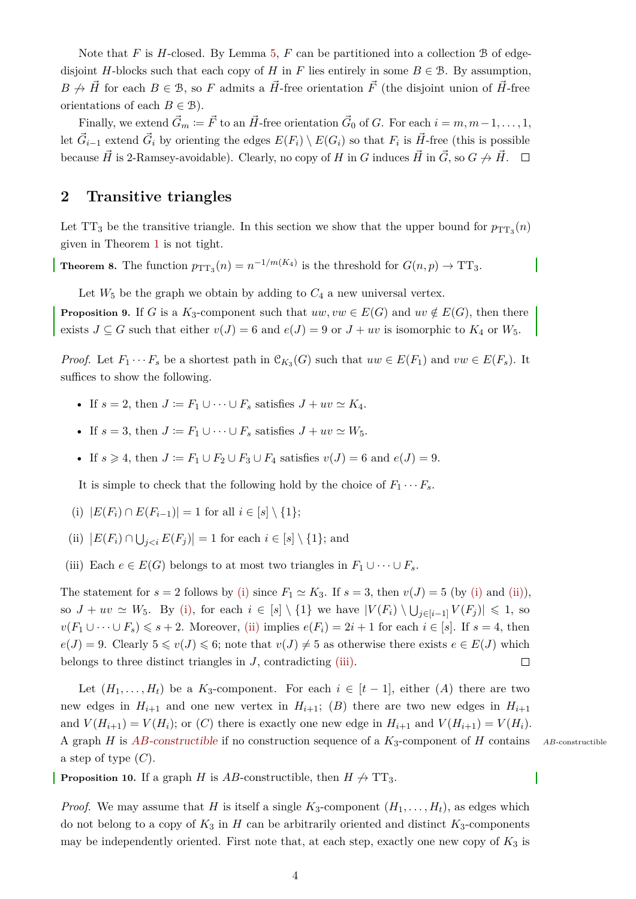Note that $F$ is $H$-closed. By Lemma 5, $F$ can be partitioned into a collection $\mathcal{B}$ of edge-disjoint $H$-blocks such that each copy of $H$ in $F$ lies entirely in some $B \in \mathcal{B}$. By assumption, $B \not\to \vec{H}$ for each $B \in \mathcal{B}$, so $F$ admits a $\vec{H}$-free orientation $\vec{F}$ (the disjoint union of $\vec{H}$-free orientations of each $B \in \mathcal{B}$).

Finally, we extend $\vec{G}_m := \vec{F}$ to an $\vec{H}$-free orientation $\vec{G}_0$ of $G$. For each $i = m, m-1, \ldots, 1$, let $\vec{G}_{i-1}$ extend $\vec{G}_i$ by orienting the edges $E(F_i) \setminus E(G_i)$ so that $F_i$ is $\vec{H}$-free (this is possible because $\vec{H}$ is 2-Ramsey-avoidable). Clearly, no copy of $H$ in $G$ induces $\vec{H}$ in $\vec{G}$, so $G \not\to \vec{H}$. □

## 2 Transitive triangles

Let $\mathrm{TT}_3$ be the transitive triangle. In this section we show that the upper bound for $p_{\mathrm{TT}_3}(n)$ given in Theorem 1 is not tight.

**Theorem 8.** The function $p_{\mathrm{TT}_3}(n) = n^{-1/m(K_4)}$ is the threshold for $G(n,p) \to \mathrm{TT}_3$.

Let $W_5$ be the graph we obtain by adding to $C_4$ a new universal vertex.

**Proposition 9.** If $G$ is a $K_3$-component such that $uw, vw \in E(G)$ and $uv \notin E(G)$, then there exists $J \subseteq G$ such that either $v(J) = 6$ and $e(J) = 9$ or $J + uv$ is isomorphic to $K_4$ or $W_5$.

*Proof.* Let $F_1 \cdots F_s$ be a shortest path in $\mathcal{C}_{K_3}(G)$ such that $uw \in E(F_1)$ and $vw \in E(F_s)$. It suffices to show the following.

- If $s = 2$, then $J := F_1 \cup \cdots \cup F_s$ satisfies $J + uv \simeq K_4$.
- If $s = 3$, then $J := F_1 \cup \cdots \cup F_s$ satisfies $J + uv \simeq W_5$.
- If $s \geqslant 4$, then $J := F_1 \cup F_2 \cup F_3 \cup F_4$ satisfies $v(J) = 6$ and $e(J) = 9$.

It is simple to check that the following hold by the choice of $F_1 \cdots F_s$.

(i) $|E(F_i) \cap E(F_{i-1})| = 1$ for all $i \in [s] \setminus \{1\}$;

(ii) $|E(F_i) \cap \bigcup_{j<i} E(F_j)| = 1$ for each $i \in [s] \setminus \{1\}$; and

(iii) Each $e \in E(G)$ belongs to at most two triangles in $F_1 \cup \cdots \cup F_s$.

The statement for $s = 2$ follows by (i) since $F_1 \simeq K_3$. If $s = 3$, then $v(J) = 5$ (by (i) and (ii)), so $J + uv \simeq W_5$. By (i), for each $i \in [s] \setminus \{1\}$ we have $|V(F_i) \setminus \bigcup_{j \in [i-1]} V(F_j)| \leqslant 1$, so $v(F_1 \cup \cdots \cup F_s) \leqslant s + 2$. Moreover, (ii) implies $e(F_i) = 2i + 1$ for each $i \in [s]$. If $s = 4$, then $e(J) = 9$. Clearly $5 \leqslant v(J) \leqslant 6$; note that $v(J) \neq 5$ as otherwise there exists $e \in E(J)$ which belongs to three distinct triangles in $J$, contradicting (iii). □

Let $(H_1, \ldots, H_t)$ be a $K_3$-component. For each $i \in [t-1]$, either $(A)$ there are two new edges in $H_{i+1}$ and one new vertex in $H_{i+1}$; $(B)$ there are two new edges in $H_{i+1}$ and $V(H_{i+1}) = V(H_i)$; or $(C)$ there is exactly one new edge in $H_{i+1}$ and $V(H_{i+1}) = V(H_i)$. A graph $H$ is *$AB$-constructible* if no construction sequence of a $K_3$-component of $H$ contains a step of type $(C)$.

**Proposition 10.** If a graph $H$ is $AB$-constructible, then $H \not\to \mathrm{TT}_3$.

*Proof.* We may assume that $H$ is itself a single $K_3$-component $(H_1, \ldots, H_t)$, as edges which do not belong to a copy of $K_3$ in $H$ can be arbitrarily oriented and distinct $K_3$-components may be independently oriented. First note that, at each step, exactly one new copy of $K_3$ is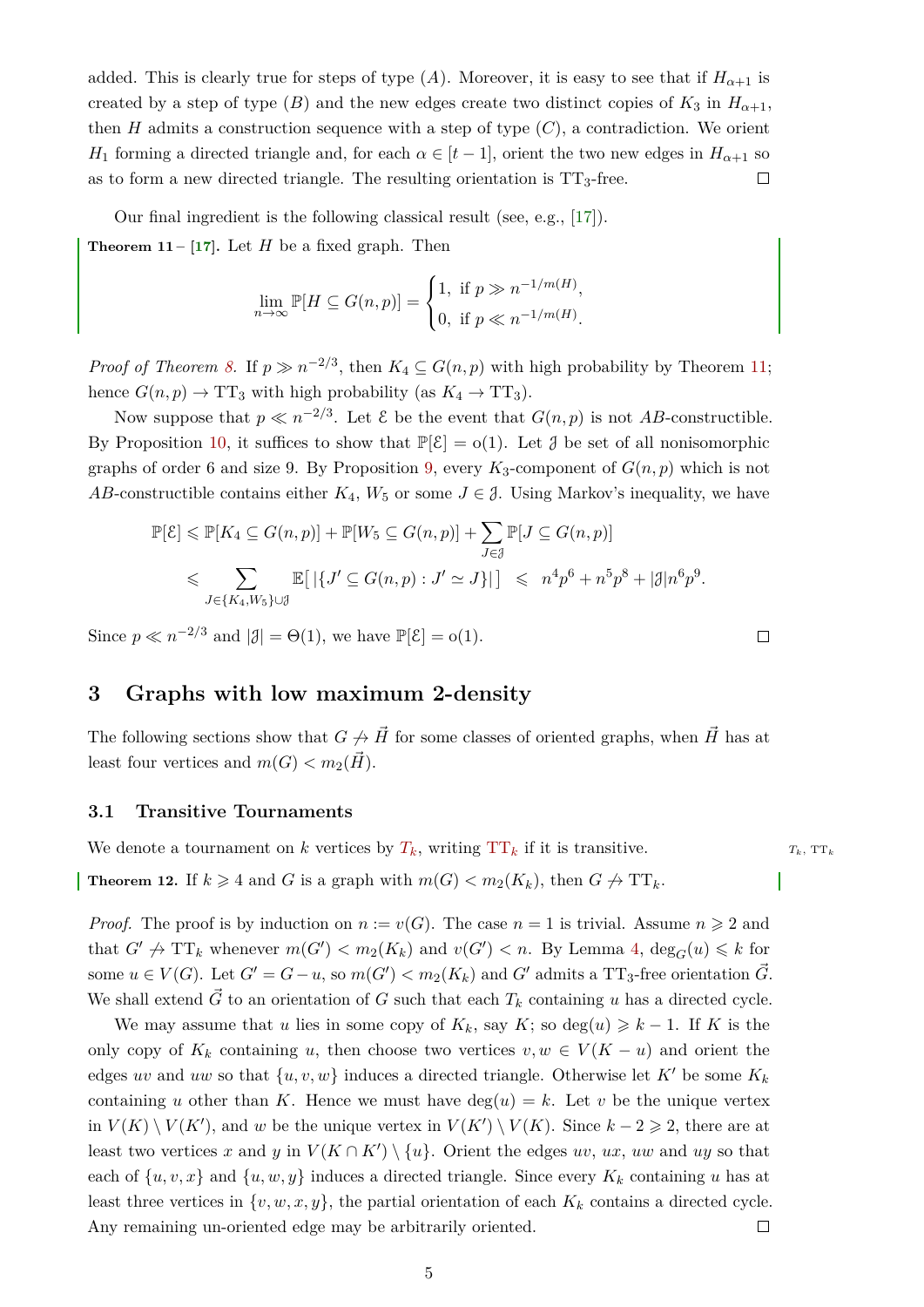added. This is clearly true for steps of type $(A)$. Moreover, it is easy to see that if $H_{\alpha+1}$ is created by a step of type $(B)$ and the new edges create two distinct copies of $K_3$ in $H_{\alpha+1}$, then $H$ admits a construction sequence with a step of type $(C)$, a contradiction. We orient $H_1$ forming a directed triangle and, for each $\alpha \in [t-1]$, orient the two new edges in $H_{\alpha+1}$ so as to form a new directed triangle. The resulting orientation is $\mathrm{TT}_3$-free. ◻

Our final ingredient is the following classical result (see, e.g., [17]).

**Theorem 11** – **[17].** Let $H$ be a fixed graph. Then

$$\lim_{n\to\infty} \mathbb{P}[H \subseteq G(n,p)] = \begin{cases} 1, & \text{if } p \gg n^{-1/m(H)}, \\ 0, & \text{if } p \ll n^{-1/m(H)}. \end{cases}$$

*Proof of Theorem 8.* If $p \gg n^{-2/3}$, then $K_4 \subseteq G(n,p)$ with high probability by Theorem 11; hence $G(n,p) \to \mathrm{TT}_3$ with high probability (as $K_4 \to \mathrm{TT}_3$).

Now suppose that $p \ll n^{-2/3}$. Let $\mathcal{E}$ be the event that $G(n,p)$ is not $AB$-constructible. By Proposition 10, it suffices to show that $\mathbb{P}[\mathcal{E}] = \mathrm{o}(1)$. Let $\mathcal{J}$ be set of all nonisomorphic graphs of order 6 and size 9. By Proposition 9, every $K_3$-component of $G(n,p)$ which is not $AB$-constructible contains either $K_4$, $W_5$ or some $J \in \mathcal{J}$. Using Markov's inequality, we have

$$\begin{aligned}
\mathbb{P}[\mathcal{E}] &\leqslant \mathbb{P}[K_4 \subseteq G(n,p)] + \mathbb{P}[W_5 \subseteq G(n,p)] + \sum_{J\in\mathcal{J}} \mathbb{P}[J \subseteq G(n,p)] \\
&\leqslant \sum_{J\in\{K_4,W_5\}\cup\mathcal{J}} \mathbb{E}\big[\,|\{J' \subseteq G(n,p) : J' \simeq J\}|\,\big] \;\leqslant\; n^4p^6 + n^5p^8 + |\mathcal{J}|n^6p^9.
\end{aligned}$$

Since $p \ll n^{-2/3}$ and $|\mathcal{J}| = \Theta(1)$, we have $\mathbb{P}[\mathcal{E}] = \mathrm{o}(1)$. ◻

## 3 Graphs with low maximum 2-density

The following sections show that $G \nrightarrow \vec{H}$ for some classes of oriented graphs, when $\vec{H}$ has at least four vertices and $m(G) < m_2(\vec{H})$.

### 3.1 Transitive Tournaments

We denote a tournament on $k$ vertices by $T_k$, writing $\mathrm{TT}_k$ if it is transitive.

**Theorem 12.** If $k \geqslant 4$ and $G$ is a graph with $m(G) < m_2(K_k)$, then $G \nrightarrow \mathrm{TT}_k$.

*Proof.* The proof is by induction on $n := v(G)$. The case $n = 1$ is trivial. Assume $n \geqslant 2$ and that $G' \nrightarrow \mathrm{TT}_k$ whenever $m(G') < m_2(K_k)$ and $v(G') < n$. By Lemma 4, $\deg_G(u) \leqslant k$ for some $u \in V(G)$. Let $G' = G - u$, so $m(G') < m_2(K_k)$ and $G'$ admits a $\mathrm{TT}_3$-free orientation $\vec{G}$. We shall extend $\vec{G}$ to an orientation of $G$ such that each $T_k$ containing $u$ has a directed cycle.

We may assume that $u$ lies in some copy of $K_k$, say $K$; so $\deg(u) \geqslant k-1$. If $K$ is the only copy of $K_k$ containing $u$, then choose two vertices $v, w \in V(K - u)$ and orient the edges $uv$ and $uw$ so that $\{u, v, w\}$ induces a directed triangle. Otherwise let $K'$ be some $K_k$ containing $u$ other than $K$. Hence we must have $\deg(u) = k$. Let $v$ be the unique vertex in $V(K) \setminus V(K')$, and $w$ be the unique vertex in $V(K') \setminus V(K)$. Since $k-2 \geqslant 2$, there are at least two vertices $x$ and $y$ in $V(K \cap K') \setminus \{u\}$. Orient the edges $uv$, $ux$, $uw$ and $uy$ so that each of $\{u, v, x\}$ and $\{u, w, y\}$ induces a directed triangle. Since every $K_k$ containing $u$ has at least three vertices in $\{v, w, x, y\}$, the partial orientation of each $K_k$ contains a directed cycle. Any remaining un-oriented edge may be arbitrarily oriented. ◻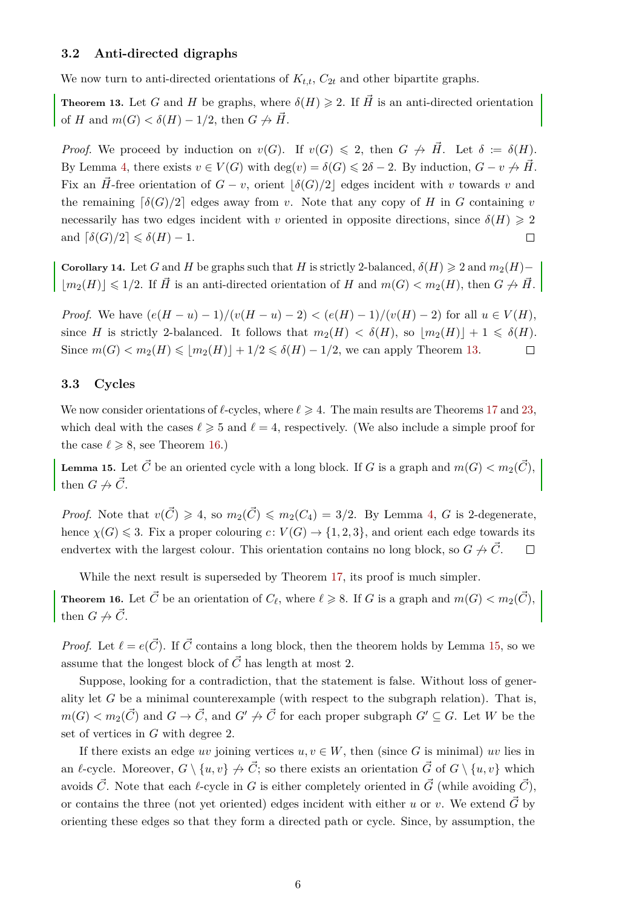### 3.2 Anti-directed digraphs

We now turn to anti-directed orientations of $K_{t,t}$, $C_{2t}$ and other bipartite graphs.

**Theorem 13.** Let $G$ and $H$ be graphs, where $\delta(H) \geqslant 2$. If $\vec{H}$ is an anti-directed orientation of $H$ and $m(G) < \delta(H) - 1/2$, then $G \not\to \vec{H}$.

*Proof.* We proceed by induction on $v(G)$. If $v(G) \leqslant 2$, then $G \not\to \vec{H}$. Let $\delta := \delta(H)$. By Lemma 4, there exists $v \in V(G)$ with $\deg(v) = \delta(G) \leqslant 2\delta - 2$. By induction, $G - v \not\to \vec{H}$. Fix an $\vec{H}$-free orientation of $G - v$, orient $\lfloor \delta(G)/2 \rfloor$ edges incident with $v$ towards $v$ and the remaining $\lceil \delta(G)/2 \rceil$ edges away from $v$. Note that any copy of $H$ in $G$ containing $v$ necessarily has two edges incident with $v$ oriented in opposite directions, since $\delta(H) \geqslant 2$ and $\lceil \delta(G)/2 \rceil \leqslant \delta(H) - 1$. $\square$

**Corollary 14.** Let $G$ and $H$ be graphs such that $H$ is strictly 2-balanced, $\delta(H) \geqslant 2$ and $m_2(H) - \lfloor m_2(H) \rfloor \leqslant 1/2$. If $\vec{H}$ is an anti-directed orientation of $H$ and $m(G) < m_2(H)$, then $G \not\to \vec{H}$.

*Proof.* We have $(e(H-u)-1)/(v(H-u)-2) < (e(H)-1)/(v(H)-2)$ for all $u \in V(H)$, since $H$ is strictly 2-balanced. It follows that $m_2(H) < \delta(H)$, so $\lfloor m_2(H) \rfloor + 1 \leqslant \delta(H)$. Since $m(G) < m_2(H) \leqslant \lfloor m_2(H) \rfloor + 1/2 \leqslant \delta(H) - 1/2$, we can apply Theorem 13. $\square$

### 3.3 Cycles

We now consider orientations of $\ell$-cycles, where $\ell \geqslant 4$. The main results are Theorems 17 and 23, which deal with the cases $\ell \geqslant 5$ and $\ell = 4$, respectively. (We also include a simple proof for the case $\ell \geqslant 8$, see Theorem 16.)

**Lemma 15.** Let $\vec{C}$ be an oriented cycle with a long block. If $G$ is a graph and $m(G) < m_2(\vec{C})$, then $G \not\to \vec{C}$.

*Proof.* Note that $v(\vec{C}) \geqslant 4$, so $m_2(\vec{C}) \leqslant m_2(C_4) = 3/2$. By Lemma 4, $G$ is 2-degenerate, hence $\chi(G) \leqslant 3$. Fix a proper colouring $c\colon V(G) \to \{1,2,3\}$, and orient each edge towards its endvertex with the largest colour. This orientation contains no long block, so $G \not\to \vec{C}$. $\square$

While the next result is superseded by Theorem 17, its proof is much simpler.

**Theorem 16.** Let $\vec{C}$ be an orientation of $C_\ell$, where $\ell \geqslant 8$. If $G$ is a graph and $m(G) < m_2(\vec{C})$, then $G \not\to \vec{C}$.

*Proof.* Let $\ell = e(\vec{C})$. If $\vec{C}$ contains a long block, then the theorem holds by Lemma 15, so we assume that the longest block of $\vec{C}$ has length at most 2.

Suppose, looking for a contradiction, that the statement is false. Without loss of generality let $G$ be a minimal counterexample (with respect to the subgraph relation). That is, $m(G) < m_2(\vec{C})$ and $G \to \vec{C}$, and $G' \not\to \vec{C}$ for each proper subgraph $G' \subseteq G$. Let $W$ be the set of vertices in $G$ with degree 2.

If there exists an edge $uv$ joining vertices $u, v \in W$, then (since $G$ is minimal) $uv$ lies in an $\ell$-cycle. Moreover, $G \setminus \{u,v\} \not\to \vec{C}$; so there exists an orientation $\vec{G}$ of $G \setminus \{u,v\}$ which avoids $\vec{C}$. Note that each $\ell$-cycle in $G$ is either completely oriented in $\vec{G}$ (while avoiding $\vec{C}$), or contains the three (not yet oriented) edges incident with either $u$ or $v$. We extend $\vec{G}$ by orienting these edges so that they form a directed path or cycle. Since, by assumption, the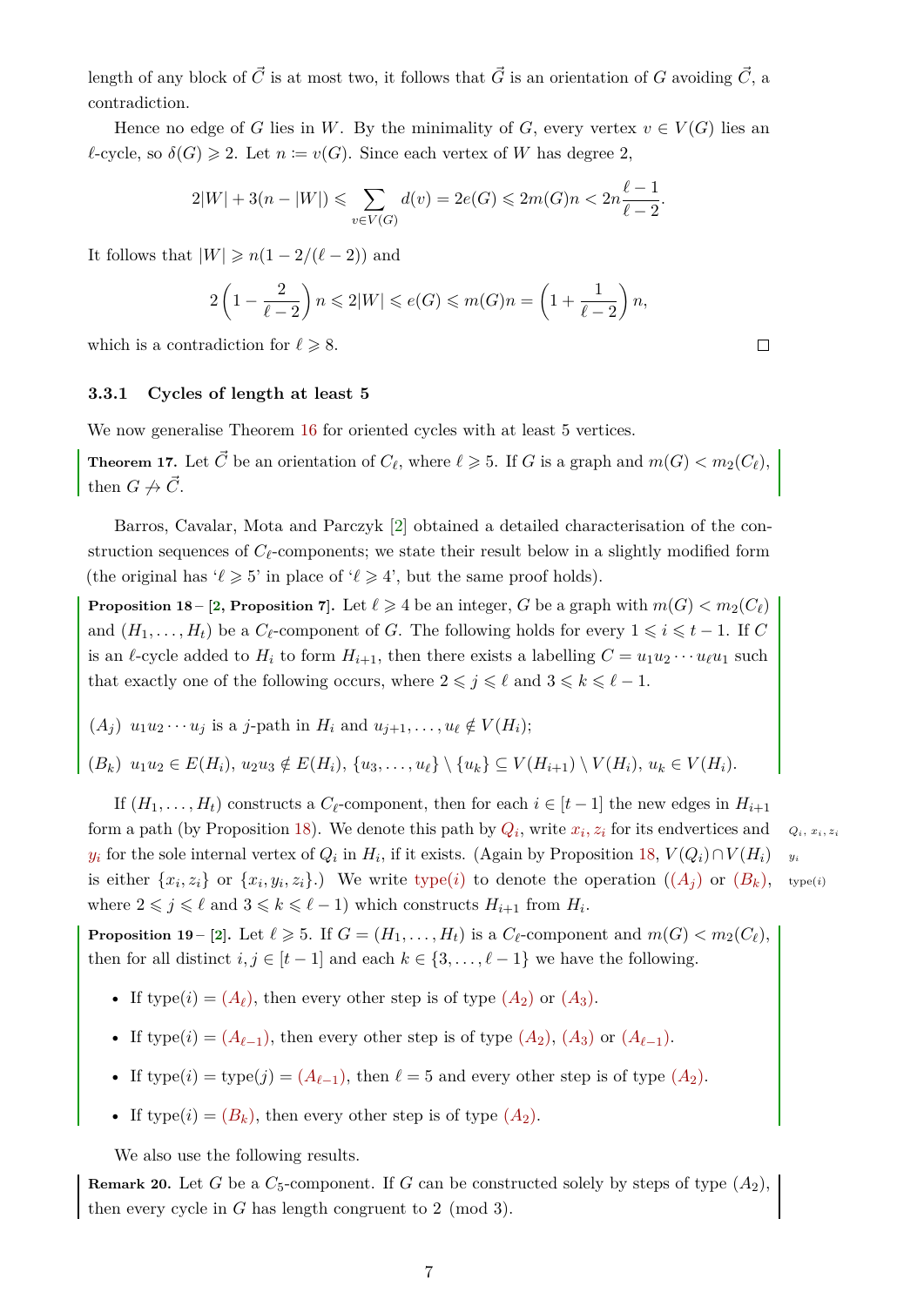length of any block of $\vec{C}$ is at most two, it follows that $\vec{G}$ is an orientation of $G$ avoiding $\vec{C}$, a contradiction.

Hence no edge of $G$ lies in $W$. By the minimality of $G$, every vertex $v \in V(G)$ lies an $\ell$-cycle, so $\delta(G) \geqslant 2$. Let $n \coloneqq v(G)$. Since each vertex of $W$ has degree 2,

$$2|W| + 3(n - |W|) \leqslant \sum_{v \in V(G)} d(v) = 2e(G) \leqslant 2m(G)n < 2n\frac{\ell - 1}{\ell - 2}.$$

It follows that $|W| \geqslant n(1 - 2/(\ell - 2))$ and

$$2\left(1 - \frac{2}{\ell - 2}\right)n \leqslant 2|W| \leqslant e(G) \leqslant m(G)n = \left(1 + \frac{1}{\ell - 2}\right)n,$$

which is a contradiction for $\ell \geqslant 8$. □

### 3.3.1 Cycles of length at least 5

We now generalise Theorem 16 for oriented cycles with at least 5 vertices.

**Theorem 17.** Let $\vec{C}$ be an orientation of $C_\ell$, where $\ell \geqslant 5$. If $G$ is a graph and $m(G) < m_2(C_\ell)$, then $G \not\to \vec{C}$.

Barros, Cavalar, Mota and Parczyk [2] obtained a detailed characterisation of the construction sequences of $C_\ell$-components; we state their result below in a slightly modified form (the original has '$\ell \geqslant 5$' in place of '$\ell \geqslant 4$', but the same proof holds).

**Proposition 18** – [2, Proposition 7]. Let $\ell \geqslant 4$ be an integer, $G$ be a graph with $m(G) < m_2(C_\ell)$ and $(H_1, \ldots, H_t)$ be a $C_\ell$-component of $G$. The following holds for every $1 \leqslant i \leqslant t - 1$. If $C$ is an $\ell$-cycle added to $H_i$ to form $H_{i+1}$, then there exists a labelling $C = u_1u_2 \cdots u_\ell u_1$ such that exactly one of the following occurs, where $2 \leqslant j \leqslant \ell$ and $3 \leqslant k \leqslant \ell - 1$.

$(A_j)$ $u_1u_2 \cdots u_j$ is a $j$-path in $H_i$ and $u_{j+1}, \ldots, u_\ell \notin V(H_i)$;

$(B_k)$ $u_1u_2 \in E(H_i)$, $u_2u_3 \notin E(H_i)$, $\{u_3, \ldots, u_\ell\} \setminus \{u_k\} \subseteq V(H_{i+1}) \setminus V(H_i)$, $u_k \in V(H_i)$.

If $(H_1, \ldots, H_t)$ constructs a $C_\ell$-component, then for each $i \in [t - 1]$ the new edges in $H_{i+1}$ form a path (by Proposition 18). We denote this path by $Q_i$, write $x_i, z_i$ for its endvertices and $y_i$ for the sole internal vertex of $Q_i$ in $H_i$, if it exists. (Again by Proposition 18, $V(Q_i) \cap V(H_i)$ is either $\{x_i, z_i\}$ or $\{x_i, y_i, z_i\}$.) We write type$(i)$ to denote the operation ($(A_j)$ or $(B_k)$, where $2 \leqslant j \leqslant \ell$ and $3 \leqslant k \leqslant \ell - 1$) which constructs $H_{i+1}$ from $H_i$.

**Proposition 19** – [2]. Let $\ell \geqslant 5$. If $G = (H_1, \ldots, H_t)$ is a $C_\ell$-component and $m(G) < m_2(C_\ell)$, then for all distinct $i, j \in [t - 1]$ and each $k \in \{3, \ldots, \ell - 1\}$ we have the following.

- If type$(i) = (A_\ell)$, then every other step is of type $(A_2)$ or $(A_3)$.
- If type$(i) = (A_{\ell-1})$, then every other step is of type $(A_2)$, $(A_3)$ or $(A_{\ell-1})$.
- If type$(i) =$ type$(j) = (A_{\ell-1})$, then $\ell = 5$ and every other step is of type $(A_2)$.
- If type$(i) = (B_k)$, then every other step is of type $(A_2)$.

We also use the following results.

**Remark 20.** Let $G$ be a $C_5$-component. If $G$ can be constructed solely by steps of type $(A_2)$, then every cycle in $G$ has length congruent to 2 (mod 3).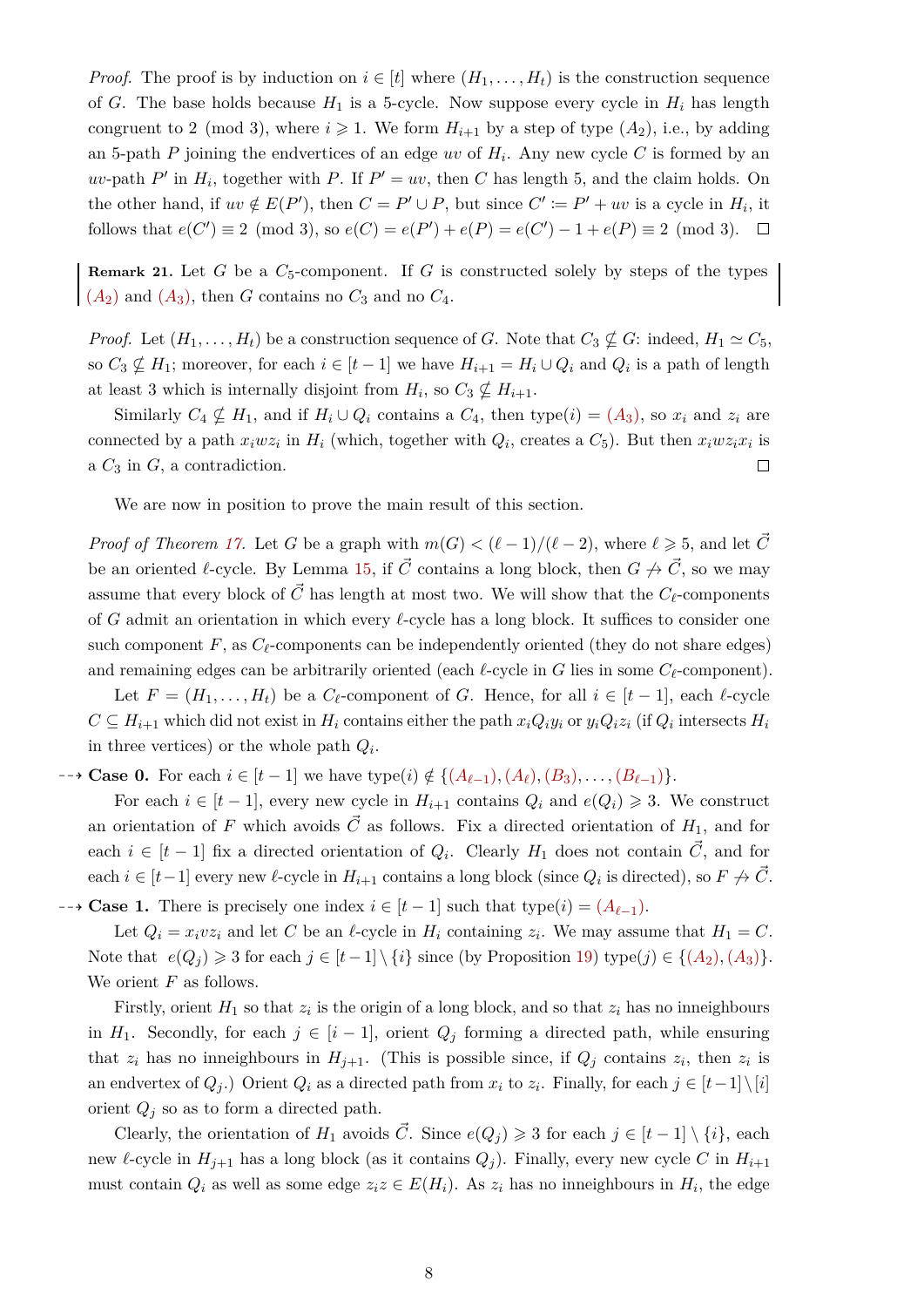*Proof.* The proof is by induction on $i \in [t]$ where $(H_1, \ldots, H_t)$ is the construction sequence of $G$. The base holds because $H_1$ is a 5-cycle. Now suppose every cycle in $H_i$ has length congruent to 2 (mod 3), where $i \geqslant 1$. We form $H_{i+1}$ by a step of type $(A_2)$, i.e., by adding an 5-path $P$ joining the endvertices of an edge $uv$ of $H_i$. Any new cycle $C$ is formed by an $uv$-path $P'$ in $H_i$, together with $P$. If $P' = uv$, then $C$ has length 5, and the claim holds. On the other hand, if $uv \notin E(P')$, then $C = P' \cup P$, but since $C' := P' + uv$ is a cycle in $H_i$, it follows that $e(C') \equiv 2 \pmod 3$, so $e(C) = e(P') + e(P) = e(C') - 1 + e(P) \equiv 2 \pmod 3$. $\square$

**Remark 21.** Let $G$ be a $C_5$-component. If $G$ is constructed solely by steps of the types $(A_2)$ and $(A_3)$, then $G$ contains no $C_3$ and no $C_4$.

*Proof.* Let $(H_1, \ldots, H_t)$ be a construction sequence of $G$. Note that $C_3 \nsubseteq G$: indeed, $H_1 \simeq C_5$, so $C_3 \nsubseteq H_1$; moreover, for each $i \in [t-1]$ we have $H_{i+1} = H_i \cup Q_i$ and $Q_i$ is a path of length at least 3 which is internally disjoint from $H_i$, so $C_3 \nsubseteq H_{i+1}$.

Similarly $C_4 \nsubseteq H_1$, and if $H_i \cup Q_i$ contains a $C_4$, then type$(i) = (A_3)$, so $x_i$ and $z_i$ are connected by a path $x_i w z_i$ in $H_i$ (which, together with $Q_i$, creates a $C_5$). But then $x_i w z_i x_i$ is a $C_3$ in $G$, a contradiction. $\square$

We are now in position to prove the main result of this section.

*Proof of Theorem 17.* Let $G$ be a graph with $m(G) < (\ell - 1)/(\ell - 2)$, where $\ell \geqslant 5$, and let $\vec{C}$ be an oriented $\ell$-cycle. By Lemma 15, if $\vec{C}$ contains a long block, then $G \nrightarrow \vec{C}$, so we may assume that every block of $\vec{C}$ has length at most two. We will show that the $C_\ell$-components of $G$ admit an orientation in which every $\ell$-cycle has a long block. It suffices to consider one such component $F$, as $C_\ell$-components can be independently oriented (they do not share edges) and remaining edges can be arbitrarily oriented (each $\ell$-cycle in $G$ lies in some $C_\ell$-component).

Let $F = (H_1, \ldots, H_t)$ be a $C_\ell$-component of $G$. Hence, for all $i \in [t-1]$, each $\ell$-cycle $C \subseteq H_{i+1}$ which did not exist in $H_i$ contains either the path $x_i Q_i y_i$ or $y_i Q_i z_i$ (if $Q_i$ intersects $H_i$ in three vertices) or the whole path $Q_i$.

**Case 0.** For each $i \in [t-1]$ we have type$(i) \notin \{(A_{\ell-1}), (A_\ell), (B_3), \ldots, (B_{\ell-1})\}$.

For each $i \in [t-1]$, every new cycle in $H_{i+1}$ contains $Q_i$ and $e(Q_i) \geqslant 3$. We construct an orientation of $F$ which avoids $\vec{C}$ as follows. Fix a directed orientation of $H_1$, and for each $i \in [t-1]$ fix a directed orientation of $Q_i$. Clearly $H_1$ does not contain $\vec{C}$, and for each $i \in [t-1]$ every new $\ell$-cycle in $H_{i+1}$ contains a long block (since $Q_i$ is directed), so $F \nrightarrow \vec{C}$.

**Case 1.** There is precisely one index $i \in [t-1]$ such that type$(i) = (A_{\ell-1})$.

Let $Q_i = x_i v z_i$ and let $C$ be an $\ell$-cycle in $H_i$ containing $z_i$. We may assume that $H_1 = C$. Note that $e(Q_j) \geqslant 3$ for each $j \in [t-1] \setminus \{i\}$ since (by Proposition 19) type$(j) \in \{(A_2), (A_3)\}$. We orient $F$ as follows.

Firstly, orient $H_1$ so that $z_i$ is the origin of a long block, and so that $z_i$ has no inneighbours in $H_1$. Secondly, for each $j \in [i-1]$, orient $Q_j$ forming a directed path, while ensuring that $z_i$ has no inneighbours in $H_{j+1}$. (This is possible since, if $Q_j$ contains $z_i$, then $z_i$ is an endvertex of $Q_j$.) Orient $Q_i$ as a directed path from $x_i$ to $z_i$. Finally, for each $j \in [t-1] \setminus [i]$ orient $Q_j$ so as to form a directed path.

Clearly, the orientation of $H_1$ avoids $\vec{C}$. Since $e(Q_j) \geqslant 3$ for each $j \in [t-1] \setminus \{i\}$, each new $\ell$-cycle in $H_{j+1}$ has a long block (as it contains $Q_j$). Finally, every new cycle $C$ in $H_{i+1}$ must contain $Q_i$ as well as some edge $z_i z \in E(H_i)$. As $z_i$ has no inneighbours in $H_i$, the edge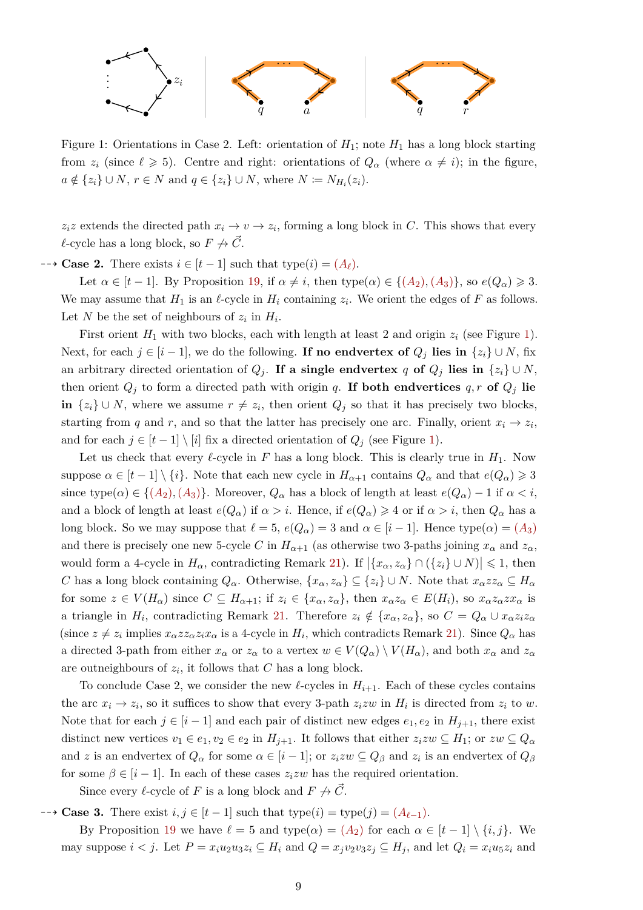Figure 1: Orientations in Case 2. Left: orientation of $H_1$; note $H_1$ has a long block starting from $z_i$ (since $\ell \geqslant 5$). Centre and right: orientations of $Q_\alpha$ (where $\alpha \neq i$); in the figure, $a \notin \{z_i\} \cup N$, $r \in N$ and $q \in \{z_i\} \cup N$, where $N \coloneqq N_{H_i}(z_i)$.

$z_i z$ extends the directed path $x_i \to v \to z_i$, forming a long block in $C$. This shows that every $\ell$-cycle has a long block, so $F \not\to \vec{C}$.

**Case 2.** There exists $i \in [t-1]$ such that type$(i) =$ ($A_\ell$).

Let $\alpha \in [t-1]$. By Proposition 19, if $\alpha \neq i$, then type$(\alpha) \in \{(A_2), (A_3)\}$, so $e(Q_\alpha) \geqslant 3$. We may assume that $H_1$ is an $\ell$-cycle in $H_i$ containing $z_i$. We orient the edges of $F$ as follows. Let $N$ be the set of neighbours of $z_i$ in $H_i$.

First orient $H_1$ with two blocks, each with length at least 2 and origin $z_i$ (see Figure 1). Next, for each $j \in [i-1]$, we do the following. **If no endvertex of** $Q_j$ **lies in** $\{z_i\} \cup N$, fix an arbitrary directed orientation of $Q_j$. **If a single endvertex** $q$ **of** $Q_j$ **lies in** $\{z_i\} \cup N$, then orient $Q_j$ to form a directed path with origin $q$. **If both endvertices** $q, r$ **of** $Q_j$ **lie in** $\{z_i\} \cup N$, where we assume $r \neq z_i$, then orient $Q_j$ so that it has precisely two blocks, starting from $q$ and $r$, and so that the latter has precisely one arc. Finally, orient $x_i \to z_i$, and for each $j \in [t-1] \setminus [i]$ fix a directed orientation of $Q_j$ (see Figure 1).

Let us check that every $\ell$-cycle in $F$ has a long block. This is clearly true in $H_1$. Now suppose $\alpha \in [t-1] \setminus \{i\}$. Note that each new cycle in $H_{\alpha+1}$ contains $Q_\alpha$ and that $e(Q_\alpha) \geqslant 3$ since type$(\alpha) \in \{(A_2), (A_3)\}$. Moreover, $Q_\alpha$ has a block of length at least $e(Q_\alpha) - 1$ if $\alpha < i$, and a block of length at least $e(Q_\alpha)$ if $\alpha > i$. Hence, if $e(Q_\alpha) \geqslant 4$ or if $\alpha > i$, then $Q_\alpha$ has a long block. So we may suppose that $\ell = 5$, $e(Q_\alpha) = 3$ and $\alpha \in [i-1]$. Hence type$(\alpha) =$ ($A_3$) and there is precisely one new 5-cycle $C$ in $H_{\alpha+1}$ (as otherwise two 3-paths joining $x_\alpha$ and $z_\alpha$, would form a 4-cycle in $H_\alpha$, contradicting Remark 21). If $|\{x_\alpha, z_\alpha\} \cap (\{z_i\} \cup N)| \leqslant 1$, then $C$ has a long block containing $Q_\alpha$. Otherwise, $\{x_\alpha, z_\alpha\} \subseteq \{z_i\} \cup N$. Note that $x_\alpha z z_\alpha \subseteq H_\alpha$ for some $z \in V(H_\alpha)$ since $C \subseteq H_{\alpha+1}$; if $z_i \in \{x_\alpha, z_\alpha\}$, then $x_\alpha z_\alpha \in E(H_i)$, so $x_\alpha z_\alpha z x_\alpha$ is a triangle in $H_i$, contradicting Remark 21. Therefore $z_i \notin \{x_\alpha, z_\alpha\}$, so $C = Q_\alpha \cup x_\alpha z_i z_\alpha$ (since $z \neq z_i$ implies $x_\alpha z z_\alpha z_i x_\alpha$ is a 4-cycle in $H_i$, which contradicts Remark 21). Since $Q_\alpha$ has a directed 3-path from either $x_\alpha$ or $z_\alpha$ to a vertex $w \in V(Q_\alpha) \setminus V(H_\alpha)$, and both $x_\alpha$ and $z_\alpha$ are outneighbours of $z_i$, it follows that $C$ has a long block.

To conclude Case 2, we consider the new $\ell$-cycles in $H_{i+1}$. Each of these cycles contains the arc $x_i \to z_i$, so it suffices to show that every 3-path $z_i z w$ in $H_i$ is directed from $z_i$ to $w$. Note that for each $j \in [i-1]$ and each pair of distinct new edges $e_1, e_2$ in $H_{j+1}$, there exist distinct new vertices $v_1 \in e_1, v_2 \in e_2$ in $H_{j+1}$. It follows that either $z_i z w \subseteq H_1$; or $zw \subseteq Q_\alpha$ and $z$ is an endvertex of $Q_\alpha$ for some $\alpha \in [i-1]$; or $z_i z w \subseteq Q_\beta$ and $z_i$ is an endvertex of $Q_\beta$ for some $\beta \in [i-1]$. In each of these cases $z_i z w$ has the required orientation.

Since every $\ell$-cycle of $F$ is a long block and $F \not\to \vec{C}$.

**Case 3.** There exist $i, j \in [t-1]$ such that type$(i) =$ type$(j) =$ ($A_{\ell-1}$).

By Proposition 19 we have $\ell = 5$ and type$(\alpha) =$ ($A_2$) for each $\alpha \in [t-1] \setminus \{i, j\}$. We may suppose $i < j$. Let $P = x_i u_2 u_3 z_i \subseteq H_i$ and $Q = x_j v_2 v_3 z_j \subseteq H_j$, and let $Q_i = x_i u_5 z_i$ and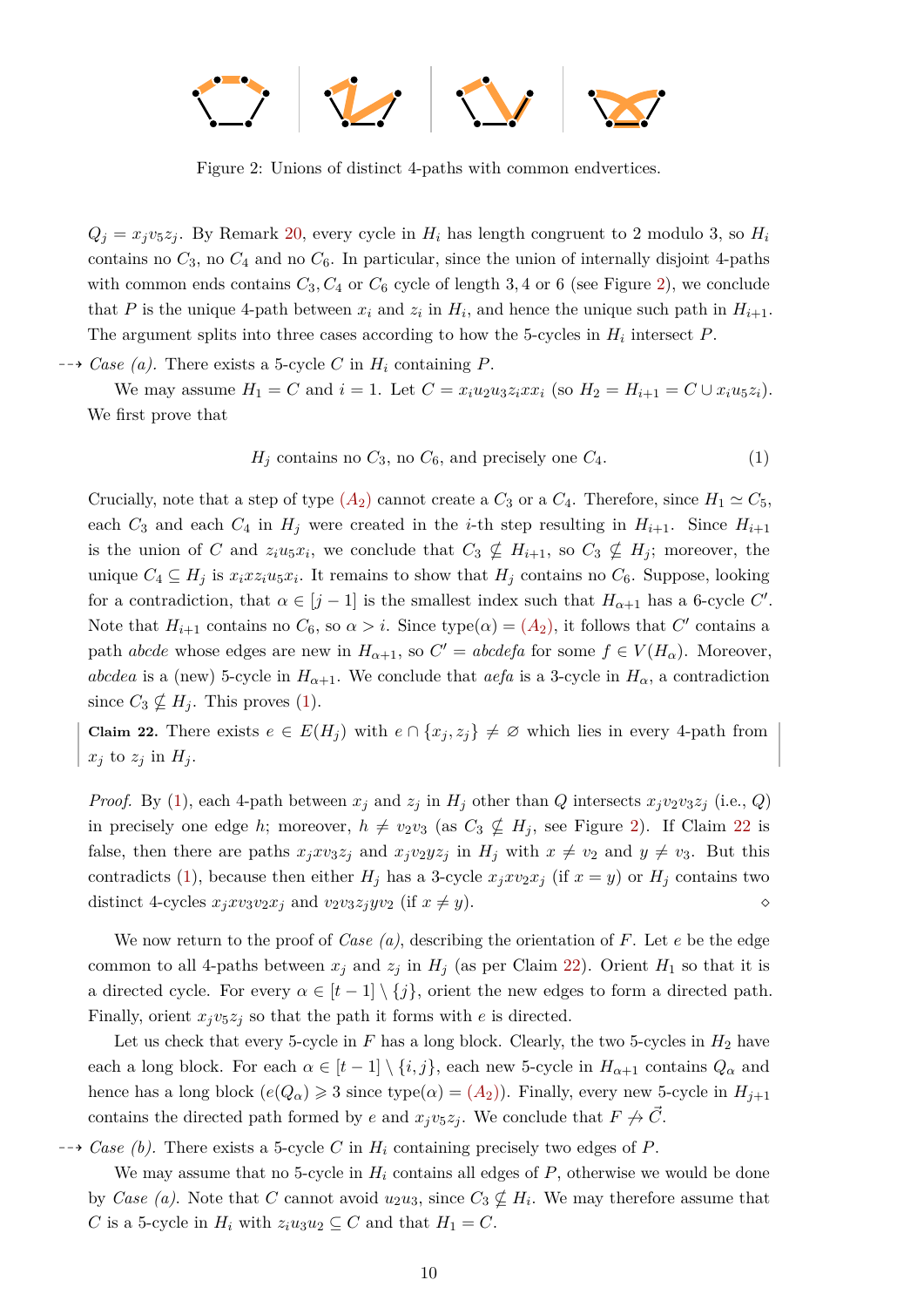Figure 2: Unions of distinct 4-paths with common endvertices.

$Q_j = x_j v_5 z_j$. By Remark 20, every cycle in $H_i$ has length congruent to 2 modulo 3, so $H_i$ contains no $C_3$, no $C_4$ and no $C_6$. In particular, since the union of internally disjoint 4-paths with common ends contains $C_3, C_4$ or $C_6$ cycle of length 3, 4 or 6 (see Figure 2), we conclude that $P$ is the unique 4-path between $x_i$ and $z_i$ in $H_i$, and hence the unique such path in $H_{i+1}$. The argument splits into three cases according to how the 5-cycles in $H_i$ intersect $P$.

*Case (a).* There exists a 5-cycle $C$ in $H_i$ containing $P$.

We may assume $H_1 = C$ and $i = 1$. Let $C = x_i u_2 u_3 z_i x x_i$ (so $H_2 = H_{i+1} = C \cup x_i u_5 z_i$). We first prove that

$$H_j \text{ contains no } C_3\text{, no } C_6\text{, and precisely one } C_4. \tag{1}$$

Crucially, note that a step of type $(A_2)$ cannot create a $C_3$ or a $C_4$. Therefore, since $H_1 \simeq C_5$, each $C_3$ and each $C_4$ in $H_j$ were created in the $i$-th step resulting in $H_{i+1}$. Since $H_{i+1}$ is the union of $C$ and $z_i u_5 x_i$, we conclude that $C_3 \nsubseteq H_{i+1}$, so $C_3 \nsubseteq H_j$; moreover, the unique $C_4 \subseteq H_j$ is $x_i x z_i u_5 x_i$. It remains to show that $H_j$ contains no $C_6$. Suppose, looking for a contradiction, that $\alpha \in [j-1]$ is the smallest index such that $H_{\alpha+1}$ has a 6-cycle $C'$. Note that $H_{i+1}$ contains no $C_6$, so $\alpha > i$. Since type$(\alpha) = (A_2)$, it follows that $C'$ contains a path $abcde$ whose edges are new in $H_{\alpha+1}$, so $C' = abcdefa$ for some $f \in V(H_\alpha)$. Moreover, $abcdea$ is a (new) 5-cycle in $H_{\alpha+1}$. We conclude that $aefa$ is a 3-cycle in $H_\alpha$, a contradiction since $C_3 \nsubseteq H_j$. This proves (1).

**Claim 22.** There exists $e \in E(H_j)$ with $e \cap \{x_j, z_j\} \neq \varnothing$ which lies in every 4-path from $x_j$ to $z_j$ in $H_j$.

*Proof.* By (1), each 4-path between $x_j$ and $z_j$ in $H_j$ other than $Q$ intersects $x_j v_2 v_3 z_j$ (i.e., $Q$) in precisely one edge $h$; moreover, $h \neq v_2 v_3$ (as $C_3 \nsubseteq H_j$, see Figure 2). If Claim 22 is false, then there are paths $x_j x v_3 z_j$ and $x_j v_2 y z_j$ in $H_j$ with $x \neq v_2$ and $y \neq v_3$. But this contradicts (1), because then either $H_j$ has a 3-cycle $x_j x v_2 x_j$ (if $x = y$) or $H_j$ contains two distinct 4-cycles $x_j x v_3 v_2 x_j$ and $v_2 v_3 z_j y v_2$ (if $x \neq y$). ⋄

We now return to the proof of *Case (a)*, describing the orientation of $F$. Let $e$ be the edge common to all 4-paths between $x_j$ and $z_j$ in $H_j$ (as per Claim 22). Orient $H_1$ so that it is a directed cycle. For every $\alpha \in [t-1] \setminus \{j\}$, orient the new edges to form a directed path. Finally, orient $x_j v_5 z_j$ so that the path it forms with $e$ is directed.

Let us check that every 5-cycle in $F$ has a long block. Clearly, the two 5-cycles in $H_2$ have each a long block. For each $\alpha \in [t-1] \setminus \{i, j\}$, each new 5-cycle in $H_{\alpha+1}$ contains $Q_\alpha$ and hence has a long block ($e(Q_\alpha) \geqslant 3$ since type$(\alpha) = (A_2)$). Finally, every new 5-cycle in $H_{j+1}$ contains the directed path formed by $e$ and $x_j v_5 z_j$. We conclude that $F \nrightarrow \vec{C}$.

*Case (b).* There exists a 5-cycle $C$ in $H_i$ containing precisely two edges of $P$.

We may assume that no 5-cycle in $H_i$ contains all edges of $P$, otherwise we would be done by *Case (a)*. Note that $C$ cannot avoid $u_2 u_3$, since $C_3 \nsubseteq H_i$. We may therefore assume that $C$ is a 5-cycle in $H_i$ with $z_i u_3 u_2 \subseteq C$ and that $H_1 = C$.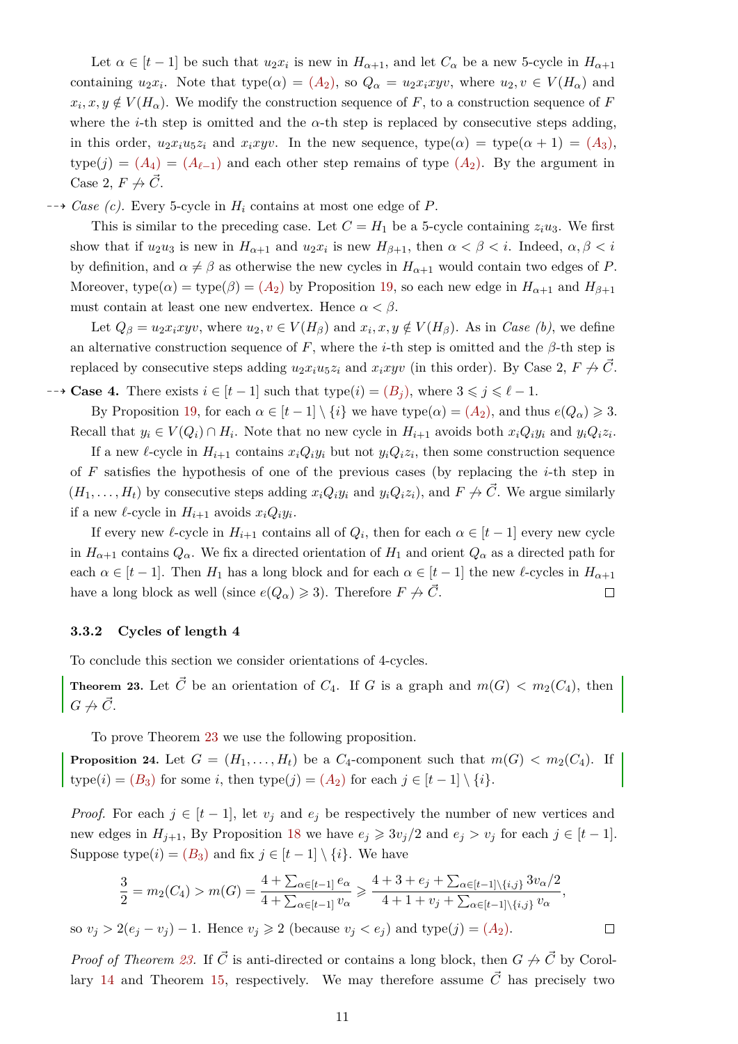Let $\alpha \in [t-1]$ be such that $u_2x_i$ is new in $H_{\alpha+1}$, and let $C_\alpha$ be a new 5-cycle in $H_{\alpha+1}$ containing $u_2x_i$. Note that type$(\alpha) = (A_2)$, so $Q_\alpha = u_2x_ixyv$, where $u_2, v \in V(H_\alpha)$ and $x_i, x, y \notin V(H_\alpha)$. We modify the construction sequence of $F$, to a construction sequence of $F$ where the $i$-th step is omitted and the $\alpha$-th step is replaced by consecutive steps adding, in this order, $u_2x_iu_5z_i$ and $x_ixyv$. In the new sequence, type$(\alpha) = $ type$(\alpha+1) = (A_3)$, type$(j) = (A_4) = (A_{\ell-1})$ and each other step remains of type $(A_2)$. By the argument in Case 2, $F \nrightarrow \vec{C}$.

⇢ *Case (c).* Every 5-cycle in $H_i$ contains at most one edge of $P$.

This is similar to the preceding case. Let $C = H_1$ be a 5-cycle containing $z_iu_3$. We first show that if $u_2u_3$ is new in $H_{\alpha+1}$ and $u_2x_i$ is new $H_{\beta+1}$, then $\alpha < \beta < i$. Indeed, $\alpha, \beta < i$ by definition, and $\alpha \neq \beta$ as otherwise the new cycles in $H_{\alpha+1}$ would contain two edges of $P$. Moreover, type$(\alpha) = $ type$(\beta) = (A_2)$ by Proposition 19, so each new edge in $H_{\alpha+1}$ and $H_{\beta+1}$ must contain at least one new endvertex. Hence $\alpha < \beta$.

Let $Q_\beta = u_2x_ixyv$, where $u_2, v \in V(H_\beta)$ and $x_i, x, y \notin V(H_\beta)$. As in *Case (b)*, we define an alternative construction sequence of $F$, where the $i$-th step is omitted and the $\beta$-th step is replaced by consecutive steps adding $u_2x_iu_5z_i$ and $x_ixyv$ (in this order). By Case 2, $F \nrightarrow \vec{C}$.

⇢ **Case 4.** There exists $i \in [t-1]$ such that type$(i) = (B_j)$, where $3 \leqslant j \leqslant \ell - 1$.

By Proposition 19, for each $\alpha \in [t-1] \setminus \{i\}$ we have type$(\alpha) = (A_2)$, and thus $e(Q_\alpha) \geqslant 3$. Recall that $y_i \in V(Q_i) \cap H_i$. Note that no new cycle in $H_{i+1}$ avoids both $x_iQ_iy_i$ and $y_iQ_iz_i$.

If a new $\ell$-cycle in $H_{i+1}$ contains $x_iQ_iy_i$ but not $y_iQ_iz_i$, then some construction sequence of $F$ satisfies the hypothesis of one of the previous cases (by replacing the $i$-th step in $(H_1, \ldots, H_t)$ by consecutive steps adding $x_iQ_iy_i$ and $y_iQ_iz_i$), and $F \nrightarrow \vec{C}$. We argue similarly if a new $\ell$-cycle in $H_{i+1}$ avoids $x_iQ_iy_i$.

If every new $\ell$-cycle in $H_{i+1}$ contains all of $Q_i$, then for each $\alpha \in [t-1]$ every new cycle in $H_{\alpha+1}$ contains $Q_\alpha$. We fix a directed orientation of $H_1$ and orient $Q_\alpha$ as a directed path for each $\alpha \in [t-1]$. Then $H_1$ has a long block and for each $\alpha \in [t-1]$ the new $\ell$-cycles in $H_{\alpha+1}$ have a long block as well (since $e(Q_\alpha) \geqslant 3$). Therefore $F \nrightarrow \vec{C}$. □

### 3.3.2 Cycles of length 4

To conclude this section we consider orientations of 4-cycles.

**Theorem 23.** Let $\vec{C}$ be an orientation of $C_4$. If $G$ is a graph and $m(G) < m_2(C_4)$, then $G \nrightarrow \vec{C}$.

To prove Theorem 23 we use the following proposition.

**Proposition 24.** Let $G = (H_1, \ldots, H_t)$ be a $C_4$-component such that $m(G) < m_2(C_4)$. If type$(i) = (B_3)$ for some $i$, then type$(j) = (A_2)$ for each $j \in [t-1] \setminus \{i\}$.

*Proof.* For each $j \in [t-1]$, let $v_j$ and $e_j$ be respectively the number of new vertices and new edges in $H_{j+1}$, By Proposition 18 we have $e_j \geqslant 3v_j/2$ and $e_j > v_j$ for each $j \in [t-1]$. Suppose type$(i) = (B_3)$ and fix $j \in [t-1] \setminus \{i\}$. We have

$$\frac{3}{2} = m_2(C_4) > m(G) = \frac{4 + \sum_{\alpha \in [t-1]} e_\alpha}{4 + \sum_{\alpha \in [t-1]} v_\alpha} \geqslant \frac{4 + 3 + e_j + \sum_{\alpha \in [t-1]\setminus\{i,j\}} 3v_\alpha/2}{4 + 1 + v_j + \sum_{\alpha \in [t-1]\setminus\{i,j\}} v_\alpha},$$

so $v_j > 2(e_j - v_j) - 1$. Hence $v_j \geqslant 2$ (because $v_j < e_j$) and type$(j) = (A_2)$. □

*Proof of Theorem 23.* If $\vec{C}$ is anti-directed or contains a long block, then $G \nrightarrow \vec{C}$ by Corollary 14 and Theorem 15, respectively. We may therefore assume $\vec{C}$ has precisely two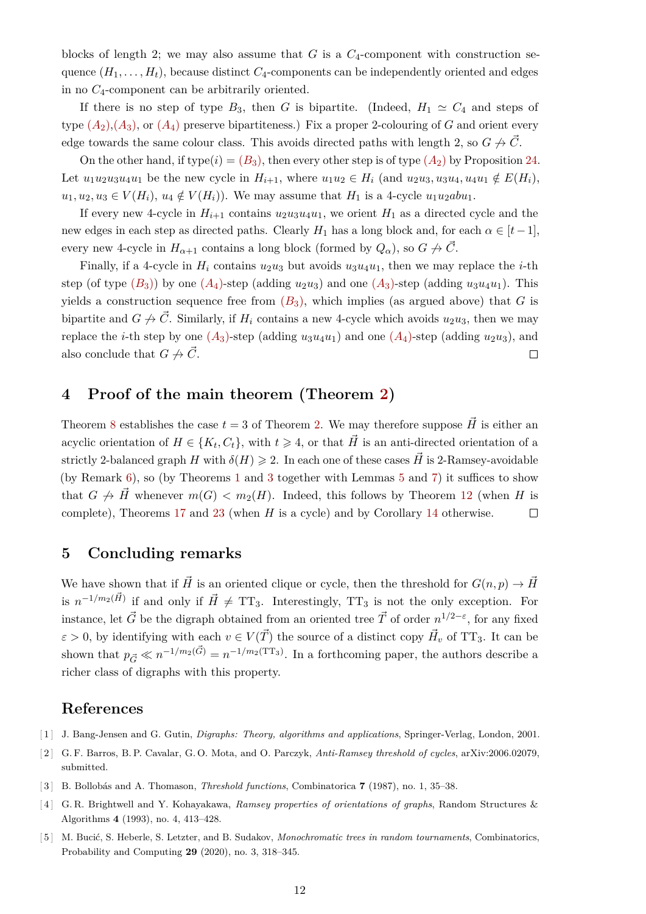blocks of length 2; we may also assume that $G$ is a $C_4$-component with construction sequence $(H_1, \ldots, H_t)$, because distinct $C_4$-components can be independently oriented and edges in no $C_4$-component can be arbitrarily oriented.

If there is no step of type $B_3$, then $G$ is bipartite. (Indeed, $H_1 \simeq C_4$ and steps of type $(A_2)$,$(A_3)$, or $(A_4)$ preserve bipartiteness.) Fix a proper 2-colouring of $G$ and orient every edge towards the same colour class. This avoids directed paths with length 2, so $G \not\to \vec{C}$.

On the other hand, if type$(i) = (B_3)$, then every other step is of type $(A_2)$ by Proposition 24. Let $u_1u_2u_3u_4u_1$ be the new cycle in $H_{i+1}$, where $u_1u_2 \in H_i$ (and $u_2u_3, u_3u_4, u_4u_1 \notin E(H_i)$, $u_1, u_2, u_3 \in V(H_i)$, $u_4 \notin V(H_i)$). We may assume that $H_1$ is a 4-cycle $u_1u_2abu_1$.

If every new 4-cycle in $H_{i+1}$ contains $u_2u_3u_4u_1$, we orient $H_1$ as a directed cycle and the new edges in each step as directed paths. Clearly $H_1$ has a long block and, for each $\alpha \in [t-1]$, every new 4-cycle in $H_{\alpha+1}$ contains a long block (formed by $Q_\alpha$), so $G \not\to \vec{C}$.

Finally, if a 4-cycle in $H_i$ contains $u_2u_3$ but avoids $u_3u_4u_1$, then we may replace the $i$-th step (of type $(B_3)$) by one $(A_4)$-step (adding $u_2u_3$) and one $(A_3)$-step (adding $u_3u_4u_1$). This yields a construction sequence free from $(B_3)$, which implies (as argued above) that $G$ is bipartite and $G \not\to \vec{C}$. Similarly, if $H_i$ contains a new 4-cycle which avoids $u_2u_3$, then we may replace the $i$-th step by one $(A_3)$-step (adding $u_3u_4u_1$) and one $(A_4)$-step (adding $u_2u_3$), and also conclude that $G \not\to \vec{C}$. □

## 4 Proof of the main theorem (Theorem 2)

Theorem 8 establishes the case $t = 3$ of Theorem 2. We may therefore suppose $\vec{H}$ is either an acyclic orientation of $H \in \{K_t, C_t\}$, with $t \geqslant 4$, or that $\vec{H}$ is an anti-directed orientation of a strictly 2-balanced graph $H$ with $\delta(H) \geqslant 2$. In each one of these cases $\vec{H}$ is 2-Ramsey-avoidable (by Remark 6), so (by Theorems 1 and 3 together with Lemmas 5 and 7) it suffices to show that $G \not\to \vec{H}$ whenever $m(G) < m_2(H)$. Indeed, this follows by Theorem 12 (when $H$ is complete), Theorems 17 and 23 (when $H$ is a cycle) and by Corollary 14 otherwise. □

## 5 Concluding remarks

We have shown that if $\vec{H}$ is an oriented clique or cycle, then the threshold for $G(n, p) \to \vec{H}$ is $n^{-1/m_2(\vec{H})}$ if and only if $\vec{H} \neq \mathrm{TT}_3$. Interestingly, $\mathrm{TT}_3$ is not the only exception. For instance, let $\vec{G}$ be the digraph obtained from an oriented tree $\vec{T}$ of order $n^{1/2-\varepsilon}$, for any fixed $\varepsilon > 0$, by identifying with each $v \in V(\vec{T})$ the source of a distinct copy $\vec{H}_v$ of $\mathrm{TT}_3$. It can be shown that $p_{\vec{G}} \ll n^{-1/m_2(\vec{G})} = n^{-1/m_2(\mathrm{TT}_3)}$. In a forthcoming paper, the authors describe a richer class of digraphs with this property.

## References

[1] J. Bang-Jensen and G. Gutin, *Digraphs: Theory, algorithms and applications*, Springer-Verlag, London, 2001.

[2] G. F. Barros, B. P. Cavalar, G. O. Mota, and O. Parczyk, *Anti-Ramsey threshold of cycles*, arXiv:2006.02079, submitted.

[3] B. Bollobás and A. Thomason, *Threshold functions*, Combinatorica **7** (1987), no. 1, 35–38.

[4] G. R. Brightwell and Y. Kohayakawa, *Ramsey properties of orientations of graphs*, Random Structures & Algorithms **4** (1993), no. 4, 413–428.

[5] M. Bucić, S. Heberle, S. Letzter, and B. Sudakov, *Monochromatic trees in random tournaments*, Combinatorics, Probability and Computing **29** (2020), no. 3, 318–345.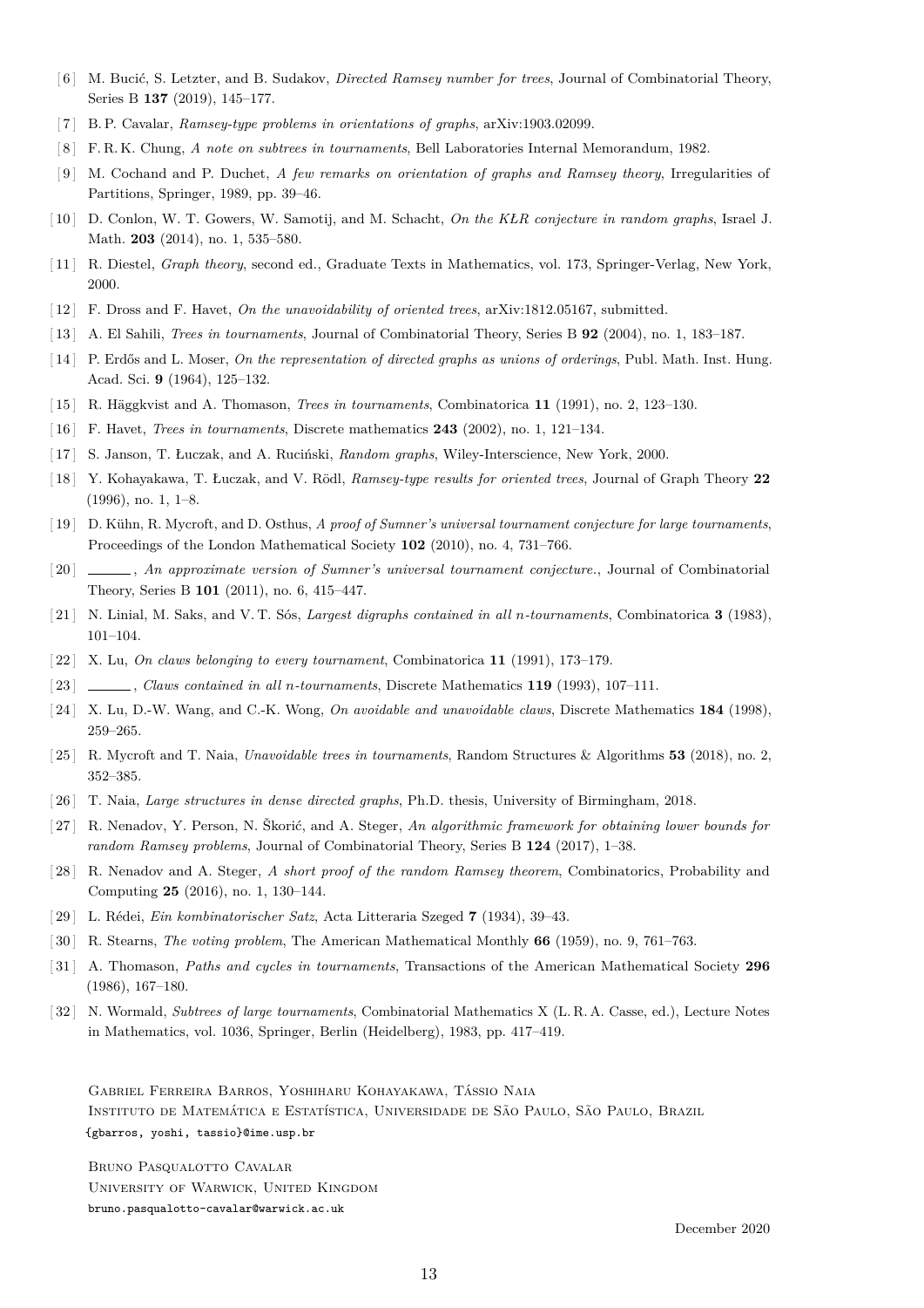[6] M. Bucić, S. Letzter, and B. Sudakov, *Directed Ramsey number for trees*, Journal of Combinatorial Theory, Series B **137** (2019), 145–177.

[7] B. P. Cavalar, *Ramsey-type problems in orientations of graphs*, arXiv:1903.02099.

[8] F. R. K. Chung, *A note on subtrees in tournaments*, Bell Laboratories Internal Memorandum, 1982.

[9] M. Cochand and P. Duchet, *A few remarks on orientation of graphs and Ramsey theory*, Irregularities of Partitions, Springer, 1989, pp. 39–46.

[10] D. Conlon, W. T. Gowers, W. Samotij, and M. Schacht, *On the KŁR conjecture in random graphs*, Israel J. Math. **203** (2014), no. 1, 535–580.

[11] R. Diestel, *Graph theory*, second ed., Graduate Texts in Mathematics, vol. 173, Springer-Verlag, New York, 2000.

[12] F. Dross and F. Havet, *On the unavoidability of oriented trees*, arXiv:1812.05167, submitted.

[13] A. El Sahili, *Trees in tournaments*, Journal of Combinatorial Theory, Series B **92** (2004), no. 1, 183–187.

[14] P. Erdős and L. Moser, *On the representation of directed graphs as unions of orderings*, Publ. Math. Inst. Hung. Acad. Sci. **9** (1964), 125–132.

[15] R. Häggkvist and A. Thomason, *Trees in tournaments*, Combinatorica **11** (1991), no. 2, 123–130.

[16] F. Havet, *Trees in tournaments*, Discrete mathematics **243** (2002), no. 1, 121–134.

[17] S. Janson, T. Łuczak, and A. Ruciński, *Random graphs*, Wiley-Interscience, New York, 2000.

[18] Y. Kohayakawa, T. Łuczak, and V. Rödl, *Ramsey-type results for oriented trees*, Journal of Graph Theory **22** (1996), no. 1, 1–8.

[19] D. Kühn, R. Mycroft, and D. Osthus, *A proof of Sumner's universal tournament conjecture for large tournaments*, Proceedings of the London Mathematical Society **102** (2010), no. 4, 731–766.

[20] ______, *An approximate version of Sumner's universal tournament conjecture.*, Journal of Combinatorial Theory, Series B **101** (2011), no. 6, 415–447.

[21] N. Linial, M. Saks, and V. T. Sós, *Largest digraphs contained in all n-tournaments*, Combinatorica **3** (1983), 101–104.

[22] X. Lu, *On claws belonging to every tournament*, Combinatorica **11** (1991), 173–179.

[23] ______, *Claws contained in all n-tournaments*, Discrete Mathematics **119** (1993), 107–111.

[24] X. Lu, D.-W. Wang, and C.-K. Wong, *On avoidable and unavoidable claws*, Discrete Mathematics **184** (1998), 259–265.

[25] R. Mycroft and T. Naia, *Unavoidable trees in tournaments*, Random Structures & Algorithms **53** (2018), no. 2, 352–385.

[26] T. Naia, *Large structures in dense directed graphs*, Ph.D. thesis, University of Birmingham, 2018.

[27] R. Nenadov, Y. Person, N. Škorić, and A. Steger, *An algorithmic framework for obtaining lower bounds for random Ramsey problems*, Journal of Combinatorial Theory, Series B **124** (2017), 1–38.

[28] R. Nenadov and A. Steger, *A short proof of the random Ramsey theorem*, Combinatorics, Probability and Computing **25** (2016), no. 1, 130–144.

[29] L. Rédei, *Ein kombinatorischer Satz*, Acta Litteraria Szeged **7** (1934), 39–43.

[30] R. Stearns, *The voting problem*, The American Mathematical Monthly **66** (1959), no. 9, 761–763.

[31] A. Thomason, *Paths and cycles in tournaments*, Transactions of the American Mathematical Society **296** (1986), 167–180.

[32] N. Wormald, *Subtrees of large tournaments*, Combinatorial Mathematics X (L. R. A. Casse, ed.), Lecture Notes in Mathematics, vol. 1036, Springer, Berlin (Heidelberg), 1983, pp. 417–419.

Gabriel Ferreira Barros, Yoshiharu Kohayakawa, Tássio Naia
Instituto de Matemática e Estatística, Universidade de São Paulo, São Paulo, Brazil
{gbarros, yoshi, tassio}@ime.usp.br

Bruno Pasqualotto Cavalar
University of Warwick, United Kingdom
bruno.pasqualotto-cavalar@warwick.ac.uk

December 2020